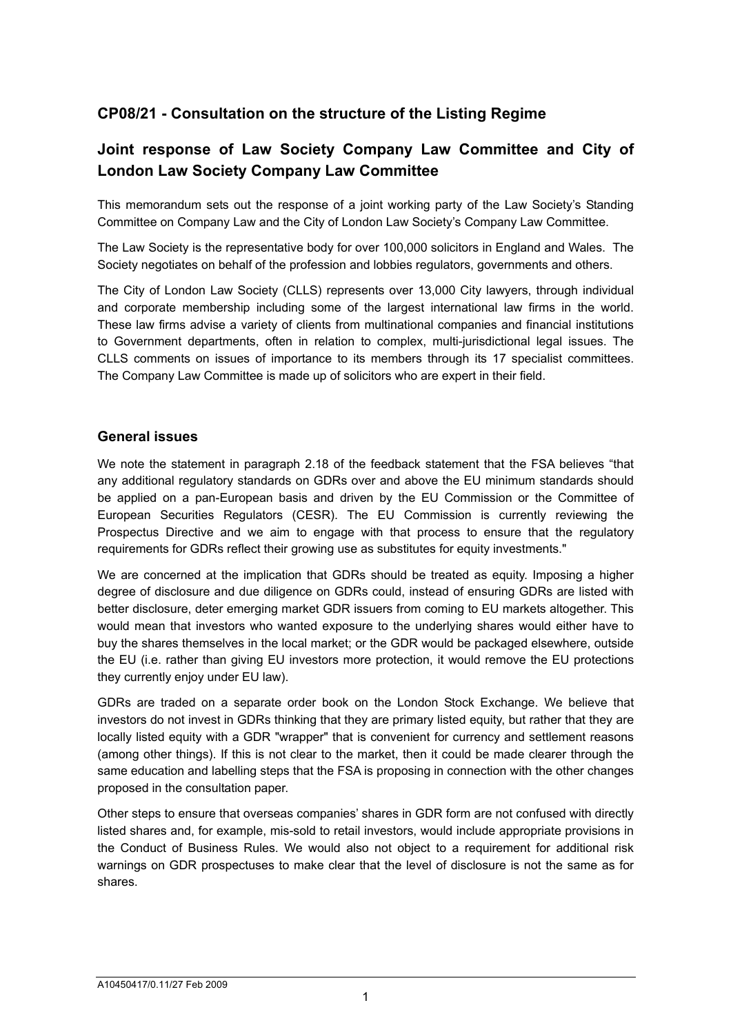## CP08/21 - Consultation on the structure of the Listing Regime

## Joint response of Law Society Company Law Committee and City of London Law Society Company Law Committee

This memorandum sets out the response of a joint working party of the Law Society's Standing Committee on Company Law and the City of London Law Society's Company Law Committee.

The Law Society is the representative body for over 100,000 solicitors in England and Wales. The Society negotiates on behalf of the profession and lobbies regulators, governments and others.

The City of London Law Society (CLLS) represents over 13,000 City lawyers, through individual and corporate membership including some of the largest international law firms in the world. These law firms advise a variety of clients from multinational companies and financial institutions to Government departments, often in relation to complex, multi-jurisdictional legal issues. The CLLS comments on issues of importance to its members through its 17 specialist committees. The Company Law Committee is made up of solicitors who are expert in their field.

### General issues

We note the statement in paragraph 2.18 of the feedback statement that the FSA believes "that any additional regulatory standards on GDRs over and above the EU minimum standards should be applied on a pan-European basis and driven by the EU Commission or the Committee of European Securities Regulators (CESR). The EU Commission is currently reviewing the Prospectus Directive and we aim to engage with that process to ensure that the regulatory requirements for GDRs reflect their growing use as substitutes for equity investments."

We are concerned at the implication that GDRs should be treated as equity. Imposing a higher degree of disclosure and due diligence on GDRs could, instead of ensuring GDRs are listed with better disclosure, deter emerging market GDR issuers from coming to EU markets altogether. This would mean that investors who wanted exposure to the underlying shares would either have to buy the shares themselves in the local market; or the GDR would be packaged elsewhere, outside the EU (i.e. rather than giving EU investors more protection, it would remove the EU protections they currently enjoy under EU law).

GDRs are traded on a separate order book on the London Stock Exchange. We believe that investors do not invest in GDRs thinking that they are primary listed equity, but rather that they are locally listed equity with a GDR "wrapper" that is convenient for currency and settlement reasons (among other things). If this is not clear to the market, then it could be made clearer through the same education and labelling steps that the FSA is proposing in connection with the other changes proposed in the consultation paper.

Other steps to ensure that overseas companies' shares in GDR form are not confused with directly listed shares and, for example, mis-sold to retail investors, would include appropriate provisions in the Conduct of Business Rules. We would also not object to a requirement for additional risk warnings on GDR prospectuses to make clear that the level of disclosure is not the same as for shares.

A10450417/0.11/27 Feb 2009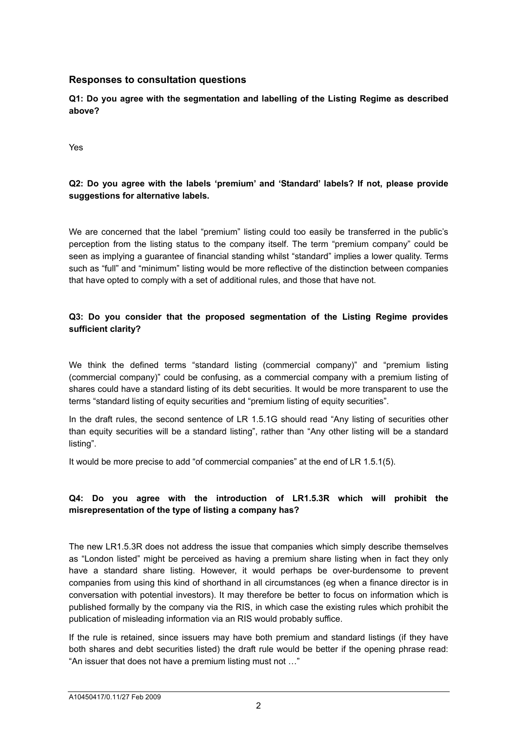## Responses to consultation questions

**Q1: Do you agree with the segmentation and labelling of the Listing Regime as described above?**

Yes

**Q2: Do you agree with the labels 'premium' and 'Standard' labels? If not, please provide suggestions for alternative labels.**

We are concerned that the label "premium" listing could too easily be transferred in the public's perception from the listing status to the company itself. The term "premium company" could be seen as implying a guarantee of financial standing whilst "standard" implies a lower quality. Terms such as "full" and "minimum" listing would be more reflective of the distinction between companies that have opted to comply with a set of additional rules, and those that have not.

**Q3: Do you consider that the proposed segmentation of the Listing Regime provides sufficient clarity?**

We think the defined terms "standard listing (commercial company)" and "premium listing (commercial company)" could be confusing, as a commercial company with a premium listing of shares could have a standard listing of its debt securities. It would be more transparent to use the terms "standard listing of equity securities and "premium listing of equity securities".

In the draft rules, the second sentence of LR 1.5.1G should read "Any listing of securities other than equity securities will be a standard listing", rather than "Any other listing will be a standard listing".

It would be more precise to add "of commercial companies" at the end of LR 1.5.1(5).

**Q4: Do you agree with the introduction of LR1.5.3R which will prohibit the misrepresentation of the type of listing a company has?**

The new LR1.5.3R does not address the issue that companies which simply describe themselves as "London listed" might be perceived as having a premium share listing when in fact they only have a standard share listing. However, it would perhaps be over-burdensome to prevent companies from using this kind of shorthand in all circumstances (eg when a finance director is in conversation with potential investors). It may therefore be better to focus on information which is published formally by the company via the RIS, in which case the existing rules which prohibit the publication of misleading information via an RIS would probably suffice.

If the rule is retained, since issuers may have both premium and standard listings (if they have both shares and debt securities listed) the draft rule would be better if the opening phrase read: "An issuer that does not have a premium listing must not …"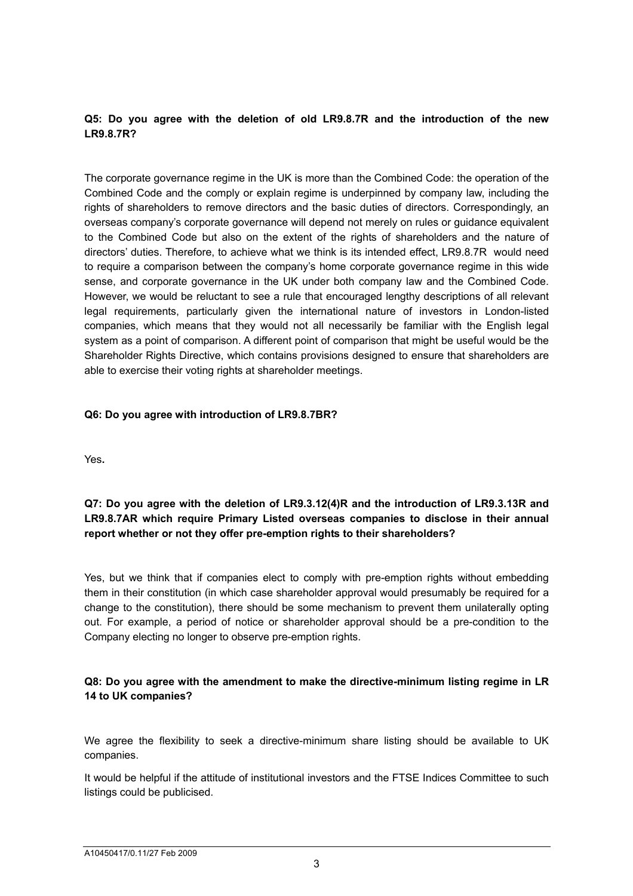**Q5: Do you agree with the deletion of old LR9.8.7R and the introduction of the new LR9.8.7R?**

The corporate governance regime in the UK is more than the Combined Code: the operation of the Combined Code and the comply or explain regime is underpinned by company law, including the rights of shareholders to remove directors and the basic duties of directors. Correspondingly, an overseas company's corporate governance will depend not merely on rules or guidance equivalent to the Combined Code but also on the extent of the rights of shareholders and the nature of directors' duties. Therefore, to achieve what we think is its intended effect, LR9.8.7R would need to require a comparison between the company's home corporate governance regime in this wide sense, and corporate governance in the UK under both company law and the Combined Code. However, we would be reluctant to see a rule that encouraged lengthy descriptions of all relevant legal requirements, particularly given the international nature of investors in London-listed companies, which means that they would not all necessarily be familiar with the English legal system as a point of comparison. A different point of comparison that might be useful would be the Shareholder Rights Directive, which contains provisions designed to ensure that shareholders are able to exercise their voting rights at shareholder meetings.

**Q6: Do you agree with introduction of LR9.8.7BR?**

Yes**.**

**Q7: Do you agree with the deletion of LR9.3.12(4)R and the introduction of LR9.3.13R and LR9.8.7AR which require Primary Listed overseas companies to disclose in their annual report whether or not they offer pre-emption rights to their shareholders?**

Yes, but we think that if companies elect to comply with pre-emption rights without embedding them in their constitution (in which case shareholder approval would presumably be required for a change to the constitution), there should be some mechanism to prevent them unilaterally opting out. For example, a period of notice or shareholder approval should be a pre-condition to the Company electing no longer to observe pre-emption rights.

**Q8: Do you agree with the amendment to make the directive-minimum listing regime in LR 14 to UK companies?**

We agree the flexibility to seek a directive-minimum share listing should be available to UK companies.

It would be helpful if the attitude of institutional investors and the FTSE Indices Committee to such listings could be publicised.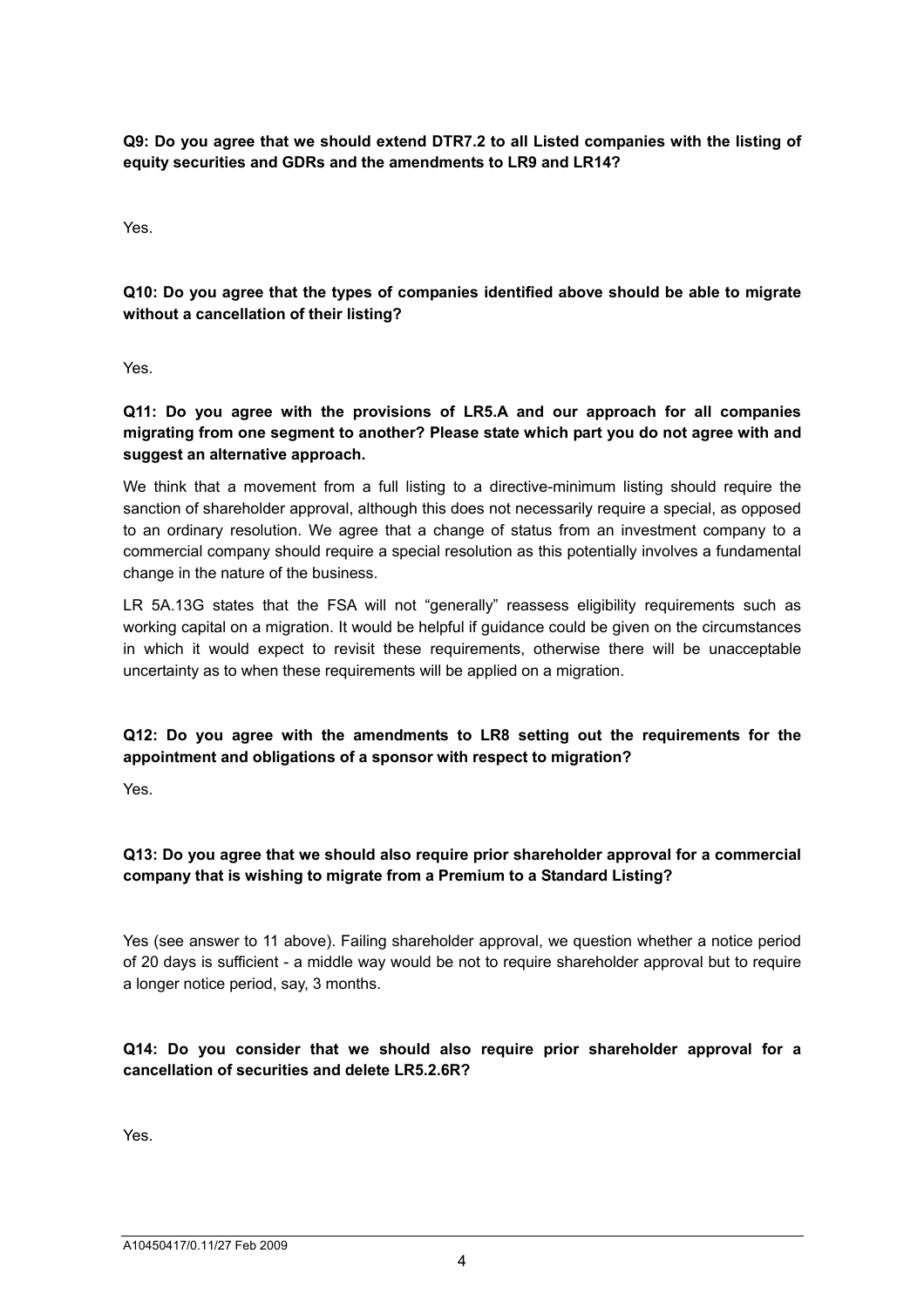**Q9: Do you agree that we should extend DTR7.2 to all Listed companies with the listing of equity securities and GDRs and the amendments to LR9 and LR14?**

Yes.

**Q10: Do you agree that the types of companies identified above should be able to migrate without a cancellation of their listing?**

Yes.

**Q11: Do you agree with the provisions of LR5.A and our approach for all companies migrating from one segment to another? Please state which part you do not agree with and suggest an alternative approach.**

We think that a movement from a full listing to a directive-minimum listing should require the sanction of shareholder approval, although this does not necessarily require a special, as opposed to an ordinary resolution. We agree that a change of status from an investment company to a commercial company should require a special resolution as this potentially involves a fundamental change in the nature of the business.

LR 5A.13G states that the FSA will not "generally" reassess eligibility requirements such as working capital on a migration. It would be helpful if guidance could be given on the circumstances in which it would expect to revisit these requirements, otherwise there will be unacceptable uncertainty as to when these requirements will be applied on a migration.

**Q12: Do you agree with the amendments to LR8 setting out the requirements for the appointment and obligations of a sponsor with respect to migration?**

Yes.

**Q13: Do you agree that we should also require prior shareholder approval for a commercial company that is wishing to migrate from a Premium to a Standard Listing?**

Yes (see answer to 11 above). Failing shareholder approval, we question whether a notice period of 20 days is sufficient - a middle way would be not to require shareholder approval but to require a longer notice period, say, 3 months.

**Q14: Do you consider that we should also require prior shareholder approval for a cancellation of securities and delete LR5.2.6R?**

Yes.

A10450417/0.11/27 Feb 2009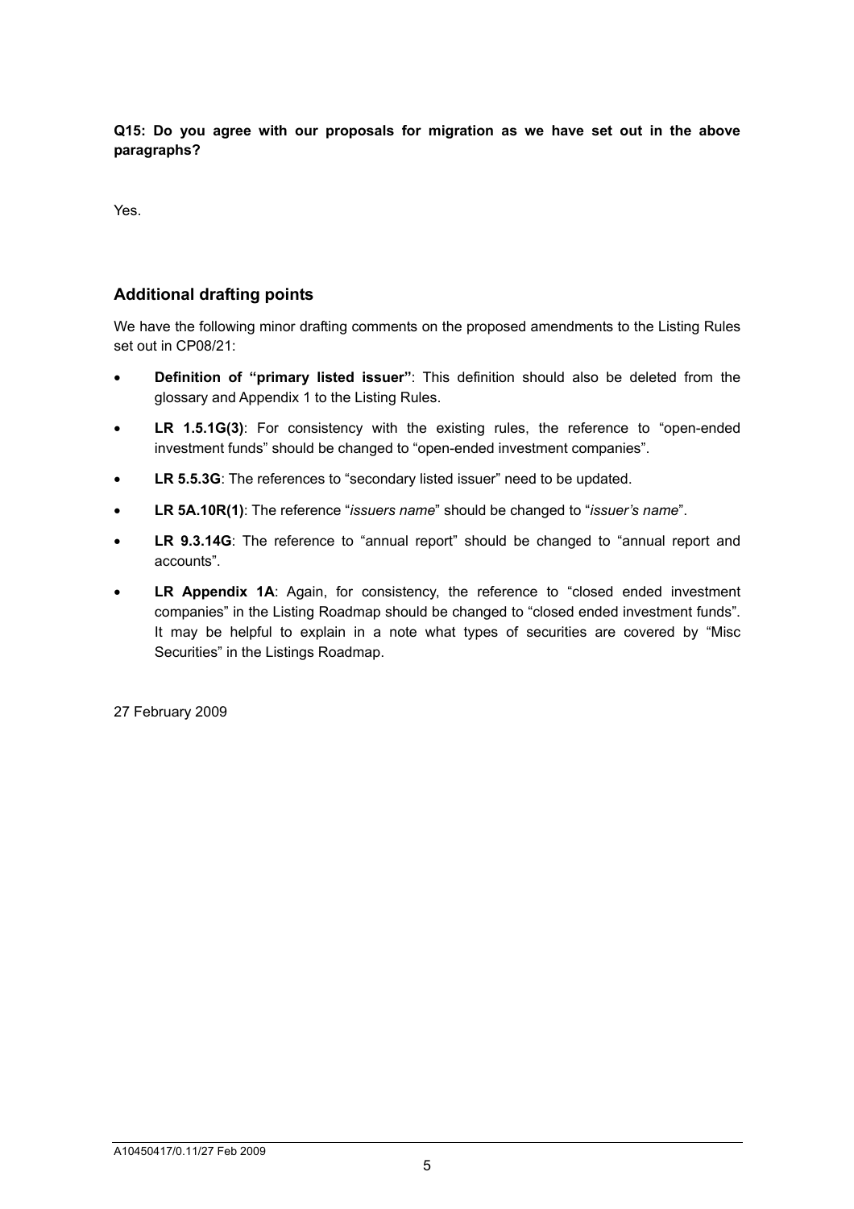**Q15: Do you agree with our proposals for migration as we have set out in the above paragraphs?**

Yes.

## Additional drafting points

We have the following minor drafting comments on the proposed amendments to the Listing Rules set out in CP08/21:

- **Definition of "primary listed issuer"**: This definition should also be deleted from the glossary and Appendix 1 to the Listing Rules.
- **LR 1.5.1G(3)**: For consistency with the existing rules, the reference to "open-ended investment funds" should be changed to "open-ended investment companies".
- **LR 5.5.3G**: The references to "secondary listed issuer" need to be updated.
- **LR 5A.10R(1)**: The reference "*issuers name*" should be changed to "*issuer's name*".
- **LR 9.3.14G**: The reference to "annual report" should be changed to "annual report and accounts".
- **LR Appendix 1A**: Again, for consistency, the reference to "closed ended investment companies" in the Listing Roadmap should be changed to "closed ended investment funds". It may be helpful to explain in a note what types of securities are covered by "Misc Securities" in the Listings Roadmap.

27 February 2009

A10450417/0.11/27 Feb 2009